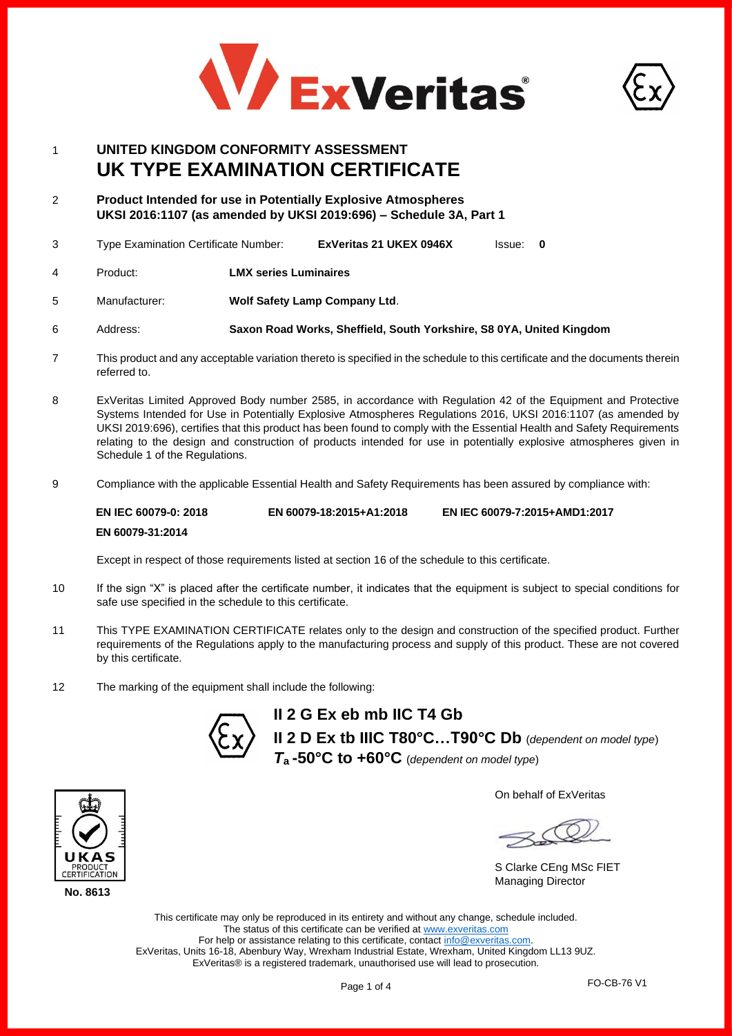# 1 UNITED KINGDOM CONFORMITY ASSESSMENT
# UK TYPE EXAMINATION CERTIFICATE

2 **Product Intended for use in Potentially Explosive Atmospheres**
**UKSI 2016:1107 (as amended by UKSI 2019:696) – Schedule 3A, Part 1**

3 Type Examination Certificate Number: **ExVeritas 21 UKEX 0946X** Issue: **0**

4 Product: **LMX series Luminaires**

5 Manufacturer: **Wolf Safety Lamp Company Ltd**.

6 Address: **Saxon Road Works, Sheffield, South Yorkshire, S8 0YA, United Kingdom**

7 This product and any acceptable variation thereto is specified in the schedule to this certificate and the documents therein referred to.

8 ExVeritas Limited Approved Body number 2585, in accordance with Regulation 42 of the Equipment and Protective Systems Intended for Use in Potentially Explosive Atmospheres Regulations 2016, UKSI 2016:1107 (as amended by UKSI 2019:696), certifies that this product has been found to comply with the Essential Health and Safety Requirements relating to the design and construction of products intended for use in potentially explosive atmospheres given in Schedule 1 of the Regulations.

9 Compliance with the applicable Essential Health and Safety Requirements has been assured by compliance with:

**EN IEC 60079-0: 2018** **EN 60079-18:2015+A1:2018** **EN IEC 60079-7:2015+AMD1:2017**
**EN 60079-31:2014**

Except in respect of those requirements listed at section 16 of the schedule to this certificate.

10 If the sign "X" is placed after the certificate number, it indicates that the equipment is subject to special conditions for safe use specified in the schedule to this certificate.

11 This TYPE EXAMINATION CERTIFICATE relates only to the design and construction of the specified product. Further requirements of the Regulations apply to the manufacturing process and supply of this product. These are not covered by this certificate.

12 The marking of the equipment shall include the following:

**II 2 G Ex eb mb IIC T4 Gb**
**II 2 D Ex tb IIIC T80°C…T90°C Db** (*dependent on model type*)
***T*a -50°C to +60°C** (*dependent on model type*)

UKAS PRODUCT CERTIFICATION
**No. 8613**

On behalf of ExVeritas

S Clarke CEng MSc FIET
Managing Director

This certificate may only be reproduced in its entirety and without any change, schedule included.
The status of this certificate can be verified at www.exveritas.com
For help or assistance relating to this certificate, contact info@exveritas.com.
ExVeritas, Units 16-18, Abenbury Way, Wrexham Industrial Estate, Wrexham, United Kingdom LL13 9UZ.
ExVeritas® is a registered trademark, unauthorised use will lead to prosecution.

FO-CB-76 V1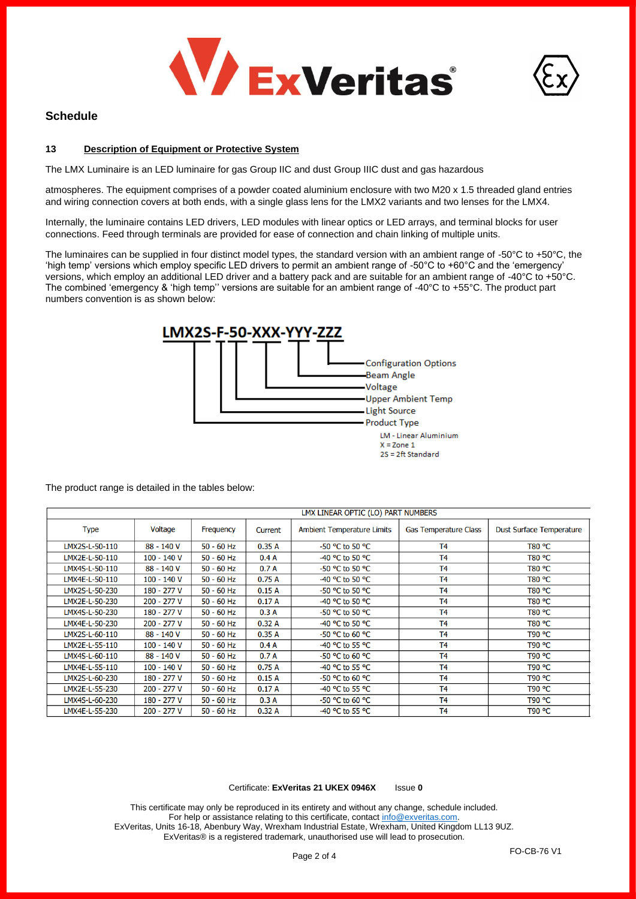## Schedule

**13 Description of Equipment or Protective System**

The LMX Luminaire is an LED luminaire for gas Group IIC and dust Group IIIC dust and gas hazardous

atmospheres. The equipment comprises of a powder coated aluminium enclosure with two M20 x 1.5 threaded gland entries and wiring connection covers at both ends, with a single glass lens for the LMX2 variants and two lenses for the LMX4.

Internally, the luminaire contains LED drivers, LED modules with linear optics or LED arrays, and terminal blocks for user connections. Feed through terminals are provided for ease of connection and chain linking of multiple units.

The luminaires can be supplied in four distinct model types, the standard version with an ambient range of -50°C to +50°C, the 'high temp' versions which employ specific LED drivers to permit an ambient range of -50°C to +60°C and the 'emergency' versions, which employ an additional LED driver and a battery pack and are suitable for an ambient range of -40°C to +50°C. The combined 'emergency & 'high temp'' versions are suitable for an ambient range of -40°C to +55°C. The product part numbers convention is as shown below:

**LMX2S-F-50-XXX-YYY-ZZZ**

- ZZZ – Configuration Options
- YYY – Beam Angle
- XXX – Voltage
- 50 – Upper Ambient Temp
- F – Light Source
- LMX2S – Product Type
  - LM - Linear Aluminium
  - X = Zone 1
  - 2S = 2ft Standard

The product range is detailed in the tables below:

| LMX LINEAR OPTIC (LO) PART NUMBERS | | | | | | |
|---|---|---|---|---|---|---|
| Type | Voltage | Frequency | Current | Ambient Temperature Limits | Gas Temperature Class | Dust Surface Temperature |
| LMX2S-L-50-110 | 88 - 140 V | 50 - 60 Hz | 0.35 A | -50 °C to 50 °C | T4 | T80 °C |
| LMX2E-L-50-110 | 100 - 140 V | 50 - 60 Hz | 0.4 A | -40 °C to 50 °C | T4 | T80 °C |
| LMX4S-L-50-110 | 88 - 140 V | 50 - 60 Hz | 0.7 A | -50 °C to 50 °C | T4 | T80 °C |
| LMX4E-L-50-110 | 100 - 140 V | 50 - 60 Hz | 0.75 A | -40 °C to 50 °C | T4 | T80 °C |
| LMX2S-L-50-230 | 180 - 277 V | 50 - 60 Hz | 0.15 A | -50 °C to 50 °C | T4 | T80 °C |
| LMX2E-L-50-230 | 200 - 277 V | 50 - 60 Hz | 0.17 A | -40 °C to 50 °C | T4 | T80 °C |
| LMX4S-L-50-230 | 180 - 277 V | 50 - 60 Hz | 0.3 A | -50 °C to 50 °C | T4 | T80 °C |
| LMX4E-L-50-230 | 200 - 277 V | 50 - 60 Hz | 0.32 A | -40 °C to 50 °C | T4 | T80 °C |
| LMX2S-L-60-110 | 88 - 140 V | 50 - 60 Hz | 0.35 A | -50 °C to 60 °C | T4 | T90 °C |
| LMX2E-L-55-110 | 100 - 140 V | 50 - 60 Hz | 0.4 A | -40 °C to 55 °C | T4 | T90 °C |
| LMX4S-L-60-110 | 88 - 140 V | 50 - 60 Hz | 0.7 A | -50 °C to 60 °C | T4 | T90 °C |
| LMX4E-L-55-110 | 100 - 140 V | 50 - 60 Hz | 0.75 A | -40 °C to 55 °C | T4 | T90 °C |
| LMX2S-L-60-230 | 180 - 277 V | 50 - 60 Hz | 0.15 A | -50 °C to 60 °C | T4 | T90 °C |
| LMX2E-L-55-230 | 200 - 277 V | 50 - 60 Hz | 0.17 A | -40 °C to 55 °C | T4 | T90 °C |
| LMX4S-L-60-230 | 180 - 277 V | 50 - 60 Hz | 0.3 A | -50 °C to 60 °C | T4 | T90 °C |
| LMX4E-L-55-230 | 200 - 277 V | 50 - 60 Hz | 0.32 A | -40 °C to 55 °C | T4 | T90 °C |

Certificate: **ExVeritas 21 UKEX 0946X** Issue **0**

This certificate may only be reproduced in its entirety and without any change, schedule included.
For help or assistance relating to this certificate, contact info@exveritas.com.
ExVeritas, Units 16-18, Abenbury Way, Wrexham Industrial Estate, Wrexham, United Kingdom LL13 9UZ.
ExVeritas® is a registered trademark, unauthorised use will lead to prosecution.

FO-CB-76 V1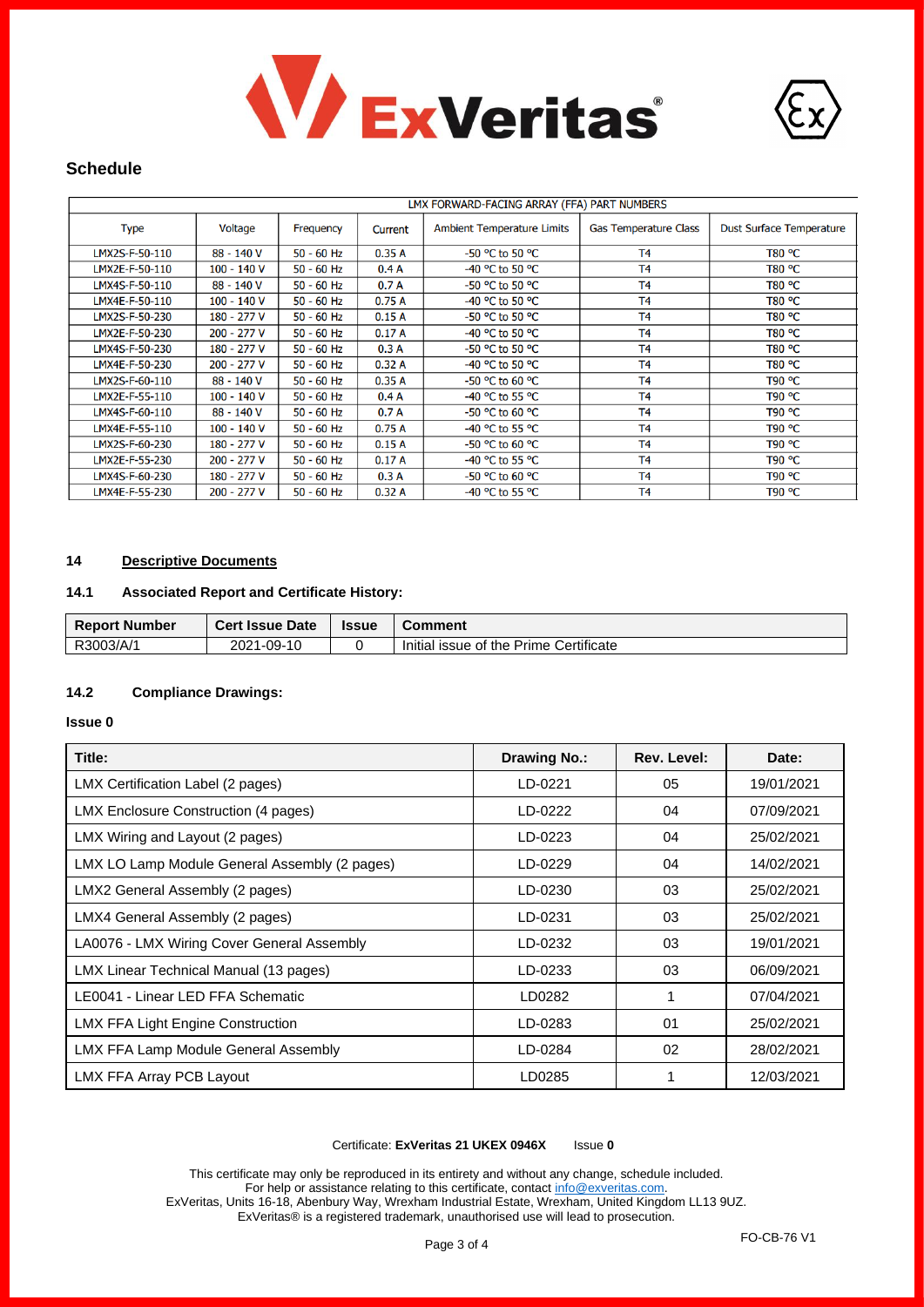## Schedule

| LMX FORWARD-FACING ARRAY (FFA) PART NUMBERS | | | | | | |
|---|---|---|---|---|---|---|
| Type | Voltage | Frequency | Current | Ambient Temperature Limits | Gas Temperature Class | Dust Surface Temperature |
| LMX2S-F-50-110 | 88 - 140 V | 50 - 60 Hz | 0.35 A | -50 °C to 50 °C | T4 | T80 °C |
| LMX2E-F-50-110 | 100 - 140 V | 50 - 60 Hz | 0.4 A | -40 °C to 50 °C | T4 | T80 °C |
| LMX4S-F-50-110 | 88 - 140 V | 50 - 60 Hz | 0.7 A | -50 °C to 50 °C | T4 | T80 °C |
| LMX4E-F-50-110 | 100 - 140 V | 50 - 60 Hz | 0.75 A | -40 °C to 50 °C | T4 | T80 °C |
| LMX2S-F-50-230 | 180 - 277 V | 50 - 60 Hz | 0.15 A | -50 °C to 50 °C | T4 | T80 °C |
| LMX2E-F-50-230 | 200 - 277 V | 50 - 60 Hz | 0.17 A | -40 °C to 50 °C | T4 | T80 °C |
| LMX4S-F-50-230 | 180 - 277 V | 50 - 60 Hz | 0.3 A | -50 °C to 50 °C | T4 | T80 °C |
| LMX4E-F-50-230 | 200 - 277 V | 50 - 60 Hz | 0.32 A | -40 °C to 50 °C | T4 | T80 °C |
| LMX2S-F-60-110 | 88 - 140 V | 50 - 60 Hz | 0.35 A | -50 °C to 60 °C | T4 | T90 °C |
| LMX2E-F-55-110 | 100 - 140 V | 50 - 60 Hz | 0.4 A | -40 °C to 55 °C | T4 | T90 °C |
| LMX4S-F-60-110 | 88 - 140 V | 50 - 60 Hz | 0.7 A | -50 °C to 60 °C | T4 | T90 °C |
| LMX4E-F-55-110 | 100 - 140 V | 50 - 60 Hz | 0.75 A | -40 °C to 55 °C | T4 | T90 °C |
| LMX2S-F-60-230 | 180 - 277 V | 50 - 60 Hz | 0.15 A | -50 °C to 60 °C | T4 | T90 °C |
| LMX2E-F-55-230 | 200 - 277 V | 50 - 60 Hz | 0.17 A | -40 °C to 55 °C | T4 | T90 °C |
| LMX4S-F-60-230 | 180 - 277 V | 50 - 60 Hz | 0.3 A | -50 °C to 60 °C | T4 | T90 °C |
| LMX4E-F-55-230 | 200 - 277 V | 50 - 60 Hz | 0.32 A | -40 °C to 55 °C | T4 | T90 °C |

### 14 Descriptive Documents

#### 14.1 Associated Report and Certificate History:

| Report Number | Cert Issue Date | Issue | Comment |
|---|---|---|---|
| R3003/A/1 | 2021-09-10 | 0 | Initial issue of the Prime Certificate |

#### 14.2 Compliance Drawings:

**Issue 0**

| Title: | Drawing No.: | Rev. Level: | Date: |
|---|---|---|---|
| LMX Certification Label (2 pages) | LD-0221 | 05 | 19/01/2021 |
| LMX Enclosure Construction (4 pages) | LD-0222 | 04 | 07/09/2021 |
| LMX Wiring and Layout (2 pages) | LD-0223 | 04 | 25/02/2021 |
| LMX LO Lamp Module General Assembly (2 pages) | LD-0229 | 04 | 14/02/2021 |
| LMX2 General Assembly (2 pages) | LD-0230 | 03 | 25/02/2021 |
| LMX4 General Assembly (2 pages) | LD-0231 | 03 | 25/02/2021 |
| LA0076 - LMX Wiring Cover General Assembly | LD-0232 | 03 | 19/01/2021 |
| LMX Linear Technical Manual (13 pages) | LD-0233 | 03 | 06/09/2021 |
| LE0041 - Linear LED FFA Schematic | LD0282 | 1 | 07/04/2021 |
| LMX FFA Light Engine Construction | LD-0283 | 01 | 25/02/2021 |
| LMX FFA Lamp Module General Assembly | LD-0284 | 02 | 28/02/2021 |
| LMX FFA Array PCB Layout | LD0285 | 1 | 12/03/2021 |

Certificate: **ExVeritas 21 UKEX 0946X** Issue **0**

This certificate may only be reproduced in its entirety and without any change, schedule included.
For help or assistance relating to this certificate, contact info@exveritas.com.
ExVeritas, Units 16-18, Abenbury Way, Wrexham Industrial Estate, Wrexham, United Kingdom LL13 9UZ.
ExVeritas® is a registered trademark, unauthorised use will lead to prosecution.

FO-CB-76 V1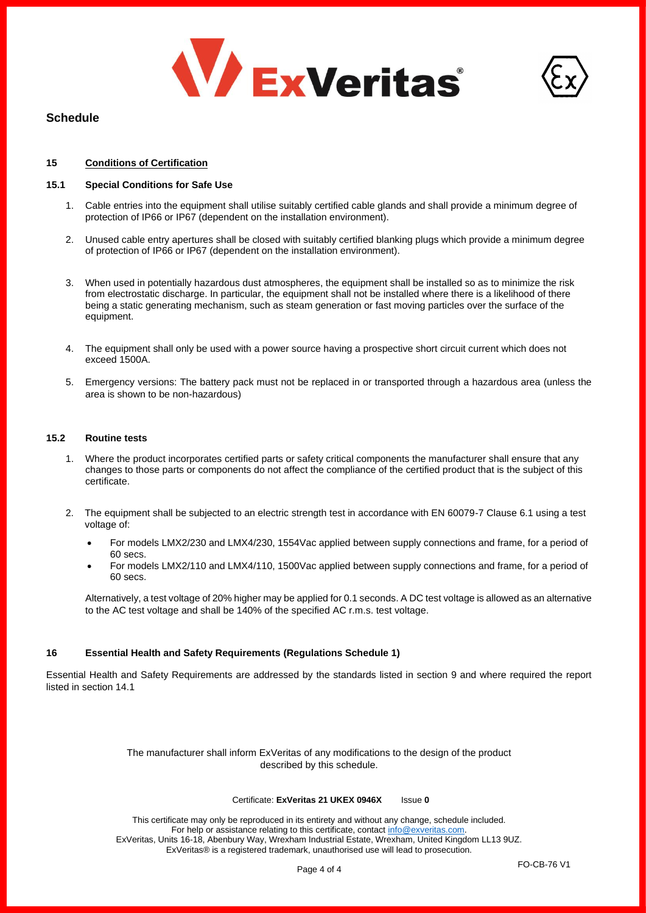## Schedule

### 15 Conditions of Certification

#### 15.1 Special Conditions for Safe Use

1. Cable entries into the equipment shall utilise suitably certified cable glands and shall provide a minimum degree of protection of IP66 or IP67 (dependent on the installation environment).
2. Unused cable entry apertures shall be closed with suitably certified blanking plugs which provide a minimum degree of protection of IP66 or IP67 (dependent on the installation environment).
3. When used in potentially hazardous dust atmospheres, the equipment shall be installed so as to minimize the risk from electrostatic discharge. In particular, the equipment shall not be installed where there is a likelihood of there being a static generating mechanism, such as steam generation or fast moving particles over the surface of the equipment.
4. The equipment shall only be used with a power source having a prospective short circuit current which does not exceed 1500A.
5. Emergency versions: The battery pack must not be replaced in or transported through a hazardous area (unless the area is shown to be non-hazardous)

#### 15.2 Routine tests

1. Where the product incorporates certified parts or safety critical components the manufacturer shall ensure that any changes to those parts or components do not affect the compliance of the certified product that is the subject of this certificate.
2. The equipment shall be subjected to an electric strength test in accordance with EN 60079-7 Clause 6.1 using a test voltage of:
   - For models LMX2/230 and LMX4/230, 1554Vac applied between supply connections and frame, for a period of 60 secs.
   - For models LMX2/110 and LMX4/110, 1500Vac applied between supply connections and frame, for a period of 60 secs.

   Alternatively, a test voltage of 20% higher may be applied for 0.1 seconds. A DC test voltage is allowed as an alternative to the AC test voltage and shall be 140% of the specified AC r.m.s. test voltage.

### 16 Essential Health and Safety Requirements (Regulations Schedule 1)

Essential Health and Safety Requirements are addressed by the standards listed in section 9 and where required the report listed in section 14.1

The manufacturer shall inform ExVeritas of any modifications to the design of the product described by this schedule.

Certificate: **ExVeritas 21 UKEX 0946X** Issue **0**

This certificate may only be reproduced in its entirety and without any change, schedule included.
For help or assistance relating to this certificate, contact info@exveritas.com.
ExVeritas, Units 16-18, Abenbury Way, Wrexham Industrial Estate, Wrexham, United Kingdom LL13 9UZ.
ExVeritas® is a registered trademark, unauthorised use will lead to prosecution.

FO-CB-76 V1